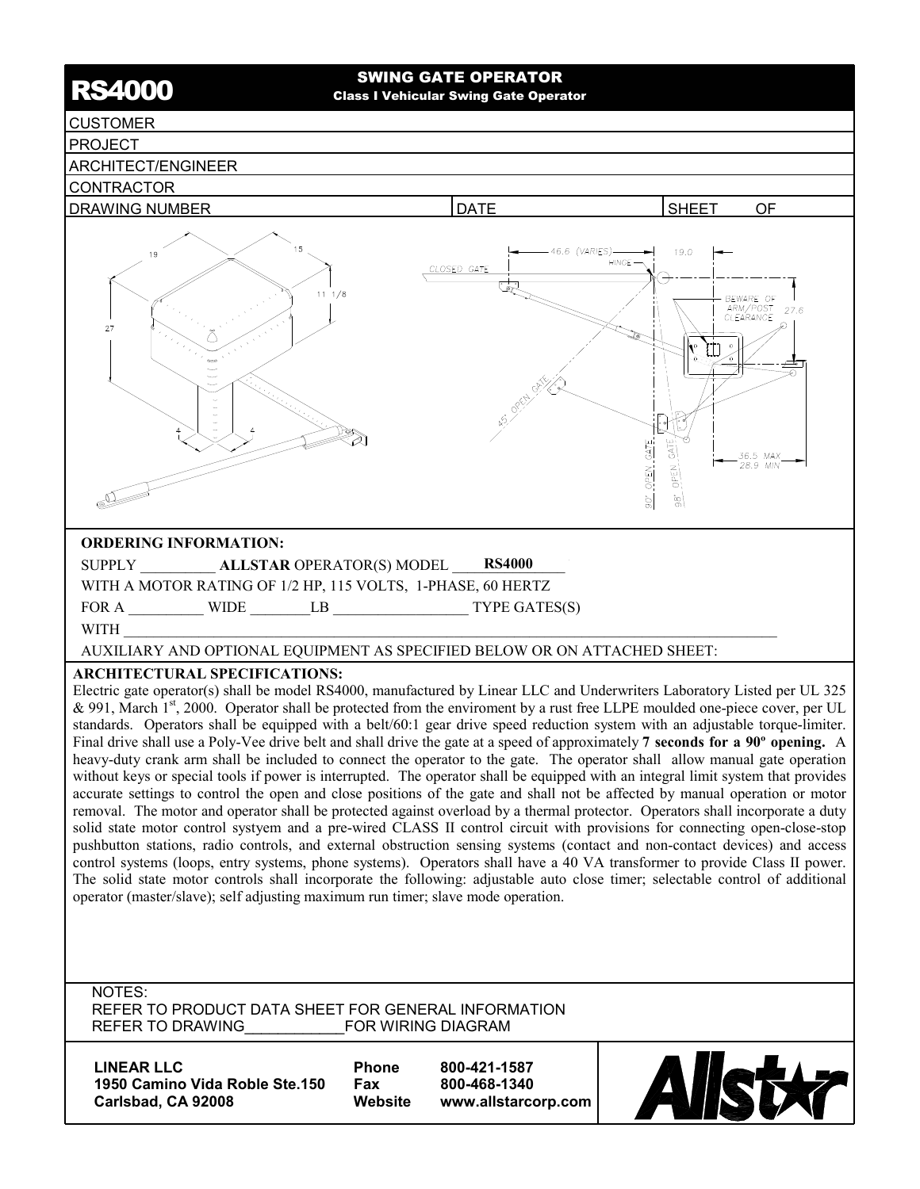# RS4000

## SWING GATE OPERATOR

**Class I Vehicular Swing Gate Operator**

| CUSTOMER | | |
|---|---|---|
| PROJECT | | |
| ARCHITECT/ENGINEER | | |
| CONTRACTOR | | |
| DRAWING NUMBER | DATE | SHEET OF |

**ORDERING INFORMATION:**

SUPPLY __________ **ALLSTAR** OPERATOR(S) MODEL ____**RS4000**____

WITH A MOTOR RATING OF 1/2 HP, 115 VOLTS, 1-PHASE, 60 HERTZ

FOR A __________ WIDE ________LB __________________ TYPE GATES(S)

WITH ______________________________________________________________________

AUXILIARY AND OPTIONAL EQUIPMENT AS SPECIFIED BELOW OR ON ATTACHED SHEET:

**ARCHITECTURAL SPECIFICATIONS:**

Electric gate operator(s) shall be model RS4000, manufactured by Linear LLC and Underwriters Laboratory Listed per UL 325 & 991, March 1st, 2000. Operator shall be protected from the enviroment by a rust free LLPE moulded one-piece cover, per UL standards. Operators shall be equipped with a belt/60:1 gear drive speed reduction system with an adjustable torque-limiter. Final drive shall use a Poly-Vee drive belt and shall drive the gate at a speed of approximately **7 seconds for a 90º opening.** A heavy-duty crank arm shall be included to connect the operator to the gate. The operator shall allow manual gate operation without keys or special tools if power is interrupted. The operator shall be equipped with an integral limit system that provides accurate settings to control the open and close positions of the gate and shall not be affected by manual operation or motor removal. The motor and operator shall be protected against overload by a thermal protector. Operators shall incorporate a duty solid state motor control systyem and a pre-wired CLASS II control circuit with provisions for connecting open-close-stop pushbutton stations, radio controls, and external obstruction sensing systems (contact and non-contact devices) and access control systems (loops, entry systems, phone systems). Operators shall have a 40 VA transformer to provide Class II power. The solid state motor controls shall incorporate the following: adjustable auto close timer; selectable control of additional operator (master/slave); self adjusting maximum run timer; slave mode operation.

NOTES:
REFER TO PRODUCT DATA SHEET FOR GENERAL INFORMATION
REFER TO DRAWING____________FOR WIRING DIAGRAM

**LINEAR LLC**
**1950 Camino Vida Roble Ste.150**
**Carlsbad, CA 92008**

| | |
|---|---|
| **Phone** | **800-421-1587** |
| **Fax** | **800-468-1340** |
| **Website** | **www.allstarcorp.com** |

Allstar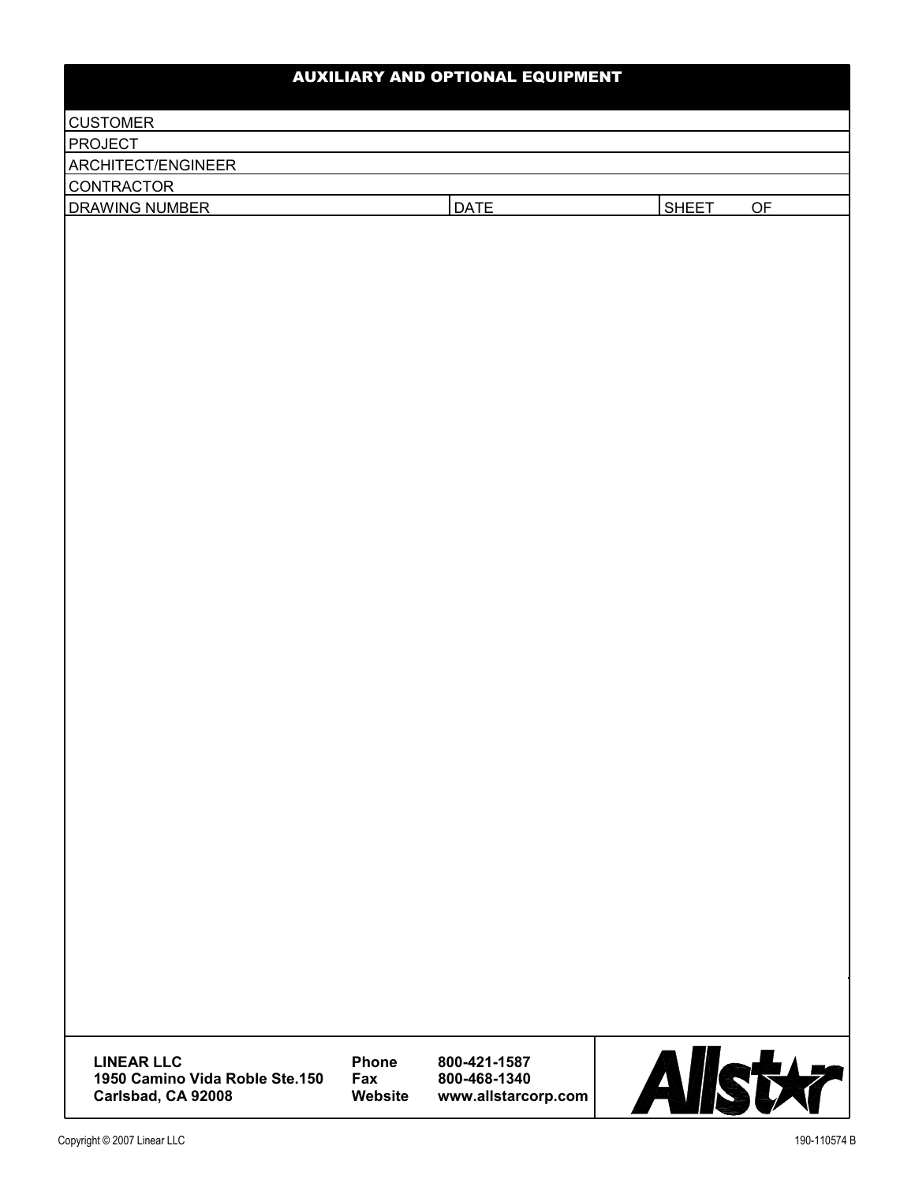# AUXILIARY AND OPTIONAL EQUIPMENT

| | | |
|---|---|---|
| CUSTOMER | | |
| PROJECT | | |
| ARCHITECT/ENGINEER | | |
| CONTRACTOR | | |
| DRAWING NUMBER | DATE | SHEET OF |

**LINEAR LLC**
**1950 Camino Vida Roble Ste.150**
**Carlsbad, CA 92008**

| | |
|---|---|
| **Phone** | **800-421-1587** |
| **Fax** | **800-468-1340** |
| **Website** | **www.allstarcorp.com** |

Allstar

Copyright © 2007 Linear LLC

190-110574 B